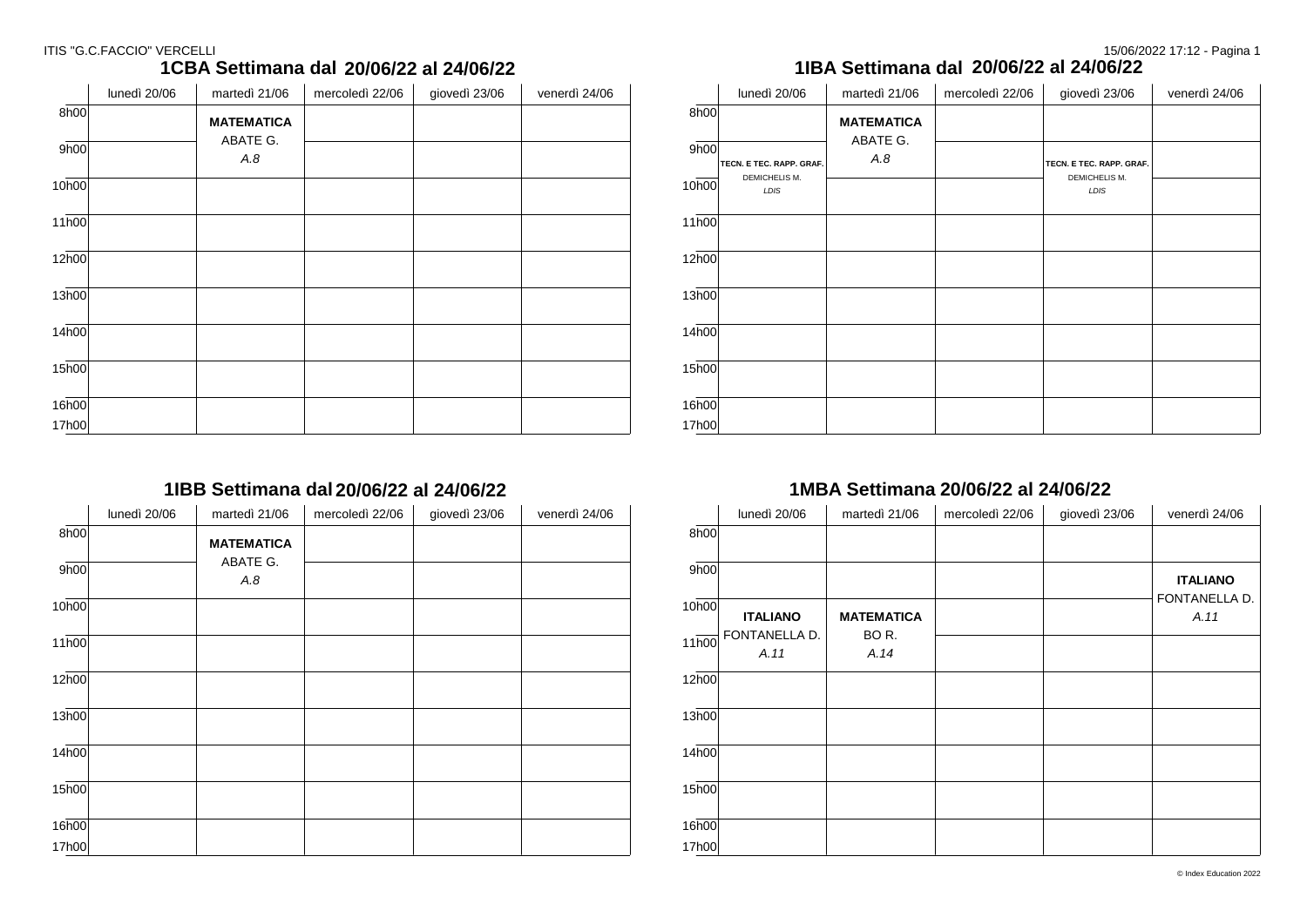## 1CBA Settimana dal 20/06/22 al 24/06/22

| | lunedì 20/06 | martedì 21/06 | mercoledì 22/06 | giovedì 23/06 | venerdì 24/06 |
|---|---|---|---|---|---|
| 8h00 | | **MATEMATICA** ABATE G. *A.8* | | | |
| 9h00 | | | | | |
| 10h00 | | | | | |
| 11h00 | | | | | |
| 12h00 | | | | | |
| 13h00 | | | | | |
| 14h00 | | | | | |
| 15h00 | | | | | |
| 16h00 | | | | | |
| 17h00 | | | | | |

## 1IBA Settimana dal 20/06/22 al 24/06/22

| | lunedì 20/06 | martedì 21/06 | mercoledì 22/06 | giovedì 23/06 | venerdì 24/06 |
|---|---|---|---|---|---|
| 8h00 | | **MATEMATICA** ABATE G. *A.8* | | | |
| 9h00 | **TECN. E TEC. RAPP. GRAF.** DEMICHELIS M. *LDIS* | | | **TECN. E TEC. RAPP. GRAF.** DEMICHELIS M. *LDIS* | |
| 10h00 | | | | | |
| 11h00 | | | | | |
| 12h00 | | | | | |
| 13h00 | | | | | |
| 14h00 | | | | | |
| 15h00 | | | | | |
| 16h00 | | | | | |
| 17h00 | | | | | |

## 1IBB Settimana dal 20/06/22 al 24/06/22

| | lunedì 20/06 | martedì 21/06 | mercoledì 22/06 | giovedì 23/06 | venerdì 24/06 |
|---|---|---|---|---|---|
| 8h00 | | **MATEMATICA** ABATE G. *A.8* | | | |
| 9h00 | | | | | |
| 10h00 | | | | | |
| 11h00 | | | | | |
| 12h00 | | | | | |
| 13h00 | | | | | |
| 14h00 | | | | | |
| 15h00 | | | | | |
| 16h00 | | | | | |
| 17h00 | | | | | |

## 1MBA Settimana 20/06/22 al 24/06/22

| | lunedì 20/06 | martedì 21/06 | mercoledì 22/06 | giovedì 23/06 | venerdì 24/06 |
|---|---|---|---|---|---|
| 8h00 | | | | | |
| 9h00 | | | | | **ITALIANO** FONTANELLA D. *A.11* |
| 10h00 | **ITALIANO** FONTANELLA D. *A.11* | **MATEMATICA** BO R. *A.14* | | | |
| 11h00 | | | | | |
| 12h00 | | | | | |
| 13h00 | | | | | |
| 14h00 | | | | | |
| 15h00 | | | | | |
| 16h00 | | | | | |
| 17h00 | | | | | |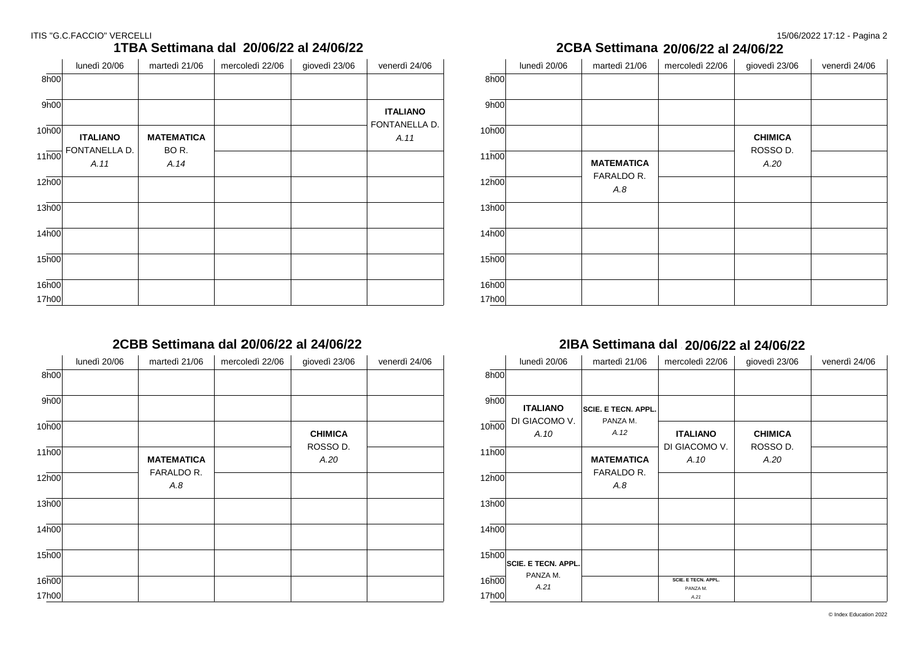## 1TBA Settimana dal 20/06/22 al 24/06/22

| | lunedì 20/06 | martedì 21/06 | mercoledì 22/06 | giovedì 23/06 | venerdì 24/06 |
|---|---|---|---|---|---|
| 8h00 | | | | | |
| 9h00 | | | | | **ITALIANO** FONTANELLA D. *A.11* |
| 10h00 | **ITALIANO** FONTANELLA D. *A.11* | **MATEMATICA** BO R. *A.14* | | | |
| 11h00 | | | | | |
| 12h00 | | | | | |
| 13h00 | | | | | |
| 14h00 | | | | | |
| 15h00 | | | | | |
| 16h00 | | | | | |
| 17h00 | | | | | |

## 2CBA Settimana 20/06/22 al 24/06/22

| | lunedì 20/06 | martedì 21/06 | mercoledì 22/06 | giovedì 23/06 | venerdì 24/06 |
|---|---|---|---|---|---|
| 8h00 | | | | | |
| 9h00 | | | | | |
| 10h00 | | | | **CHIMICA** ROSSO D. *A.20* | |
| 11h00 | | **MATEMATICA** FARALDO R. *A.8* | | | |
| 12h00 | | | | | |
| 13h00 | | | | | |
| 14h00 | | | | | |
| 15h00 | | | | | |
| 16h00 | | | | | |
| 17h00 | | | | | |

## 2CBB Settimana dal 20/06/22 al 24/06/22

| | lunedì 20/06 | martedì 21/06 | mercoledì 22/06 | giovedì 23/06 | venerdì 24/06 |
|---|---|---|---|---|---|
| 8h00 | | | | | |
| 9h00 | | | | | |
| 10h00 | | | | **CHIMICA** ROSSO D. *A.20* | |
| 11h00 | | **MATEMATICA** FARALDO R. *A.8* | | | |
| 12h00 | | | | | |
| 13h00 | | | | | |
| 14h00 | | | | | |
| 15h00 | | | | | |
| 16h00 | | | | | |
| 17h00 | | | | | |

## 2IBA Settimana dal 20/06/22 al 24/06/22

| | lunedì 20/06 | martedì 21/06 | mercoledì 22/06 | giovedì 23/06 | venerdì 24/06 |
|---|---|---|---|---|---|
| 8h00 | | | | | |
| 9h00 | **ITALIANO** DI GIACOMO V. *A.10* | **SCIE. E TECN. APPL.** PANZA M. *A.12* | | | |
| 10h00 | | | **ITALIANO** DI GIACOMO V. *A.10* | **CHIMICA** ROSSO D. *A.20* | |
| 11h00 | | **MATEMATICA** FARALDO R. *A.8* | | | |
| 12h00 | | | | | |
| 13h00 | | | | | |
| 14h00 | | | | | |
| 15h00 | **SCIE. E TECN. APPL.** PANZA M. *A.21* | | | | |
| 16h00 | | | **SCIE. E TECN. APPL.** PANZA M. *A.21* | | |
| 17h00 | | | | | |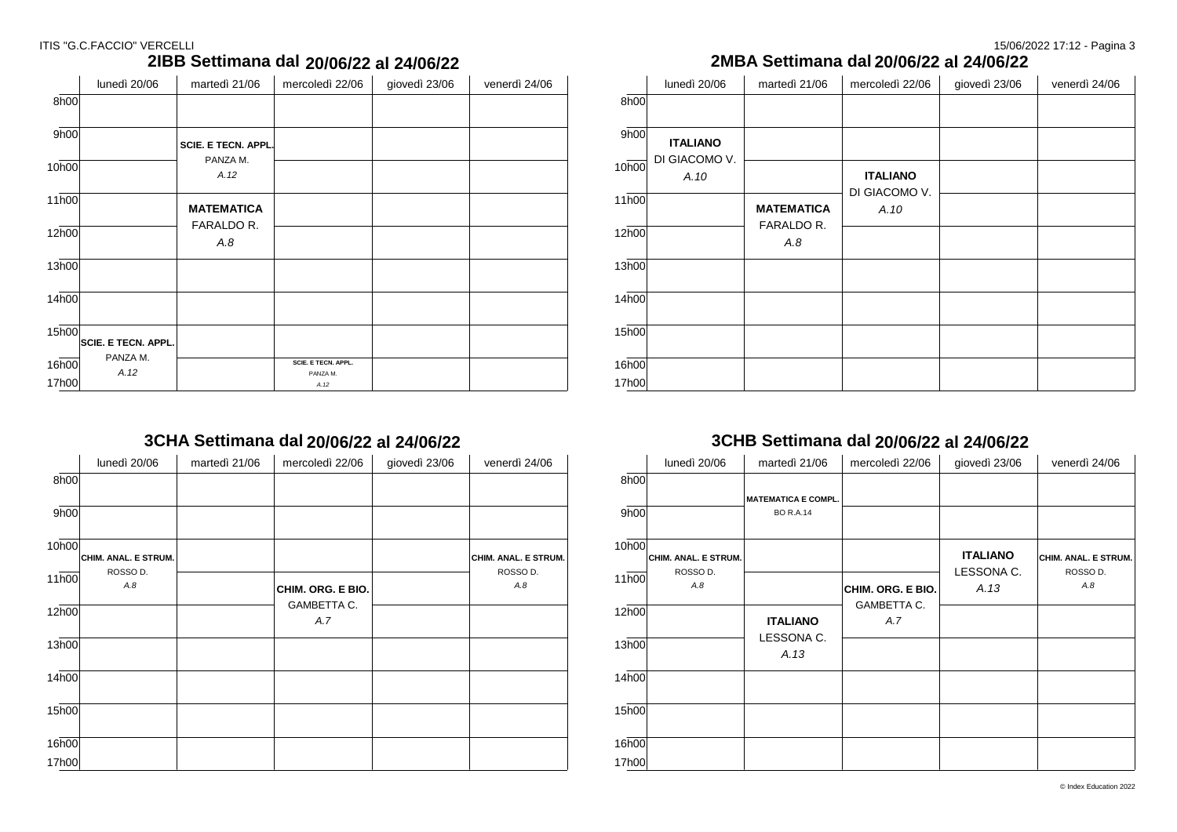## 2IBB Settimana dal 20/06/22 al 24/06/22

| | lunedì 20/06 | martedì 21/06 | mercoledì 22/06 | giovedì 23/06 | venerdì 24/06 |
|---|---|---|---|---|---|
| 8h00 | | | | | |
| 9h00 | | **SCIE. E TECN. APPL.** PANZA M. *A.12* | | | |
| 10h00 | | | | | |
| 11h00 | | **MATEMATICA** FARALDO R. *A.8* | | | |
| 12h00 | | | | | |
| 13h00 | | | | | |
| 14h00 | | | | | |
| 15h00 | **SCIE. E TECN. APPL.** PANZA M. *A.12* | | | | |
| 16h00 | | | **SCIE. E TECN. APPL.** PANZA M. *A.12* | | |
| 17h00 | | | | | |

## 2MBA Settimana dal 20/06/22 al 24/06/22

| | lunedì 20/06 | martedì 21/06 | mercoledì 22/06 | giovedì 23/06 | venerdì 24/06 |
|---|---|---|---|---|---|
| 8h00 | | | | | |
| 9h00 | **ITALIANO** DI GIACOMO V. *A.10* | | | | |
| 10h00 | | | **ITALIANO** DI GIACOMO V. *A.10* | | |
| 11h00 | | **MATEMATICA** FARALDO R. *A.8* | | | |
| 12h00 | | | | | |
| 13h00 | | | | | |
| 14h00 | | | | | |
| 15h00 | | | | | |
| 16h00 | | | | | |
| 17h00 | | | | | |

## 3CHA Settimana dal 20/06/22 al 24/06/22

| | lunedì 20/06 | martedì 21/06 | mercoledì 22/06 | giovedì 23/06 | venerdì 24/06 |
|---|---|---|---|---|---|
| 8h00 | | | | | |
| 9h00 | | | | | |
| 10h00 | **CHIM. ANAL. E STRUM.** ROSSO D. *A.8* | | | | **CHIM. ANAL. E STRUM.** ROSSO D. *A.8* |
| 11h00 | | | **CHIM. ORG. E BIO.** GAMBETTA C. *A.7* | | |
| 12h00 | | | | | |
| 13h00 | | | | | |
| 14h00 | | | | | |
| 15h00 | | | | | |
| 16h00 | | | | | |
| 17h00 | | | | | |

## 3CHB Settimana dal 20/06/22 al 24/06/22

| | lunedì 20/06 | martedì 21/06 | mercoledì 22/06 | giovedì 23/06 | venerdì 24/06 |
|---|---|---|---|---|---|
| 8h00 | | **MATEMATICA E COMPL.** BO R.A.14 | | | |
| 9h00 | | | | | |
| 10h00 | **CHIM. ANAL. E STRUM.** ROSSO D. *A.8* | | | **ITALIANO** LESSONA C. *A.13* | **CHIM. ANAL. E STRUM.** ROSSO D. *A.8* |
| 11h00 | | | **CHIM. ORG. E BIO.** GAMBETTA C. *A.7* | | |
| 12h00 | | **ITALIANO** LESSONA C. *A.13* | | | |
| 13h00 | | | | | |
| 14h00 | | | | | |
| 15h00 | | | | | |
| 16h00 | | | | | |
| 17h00 | | | | | |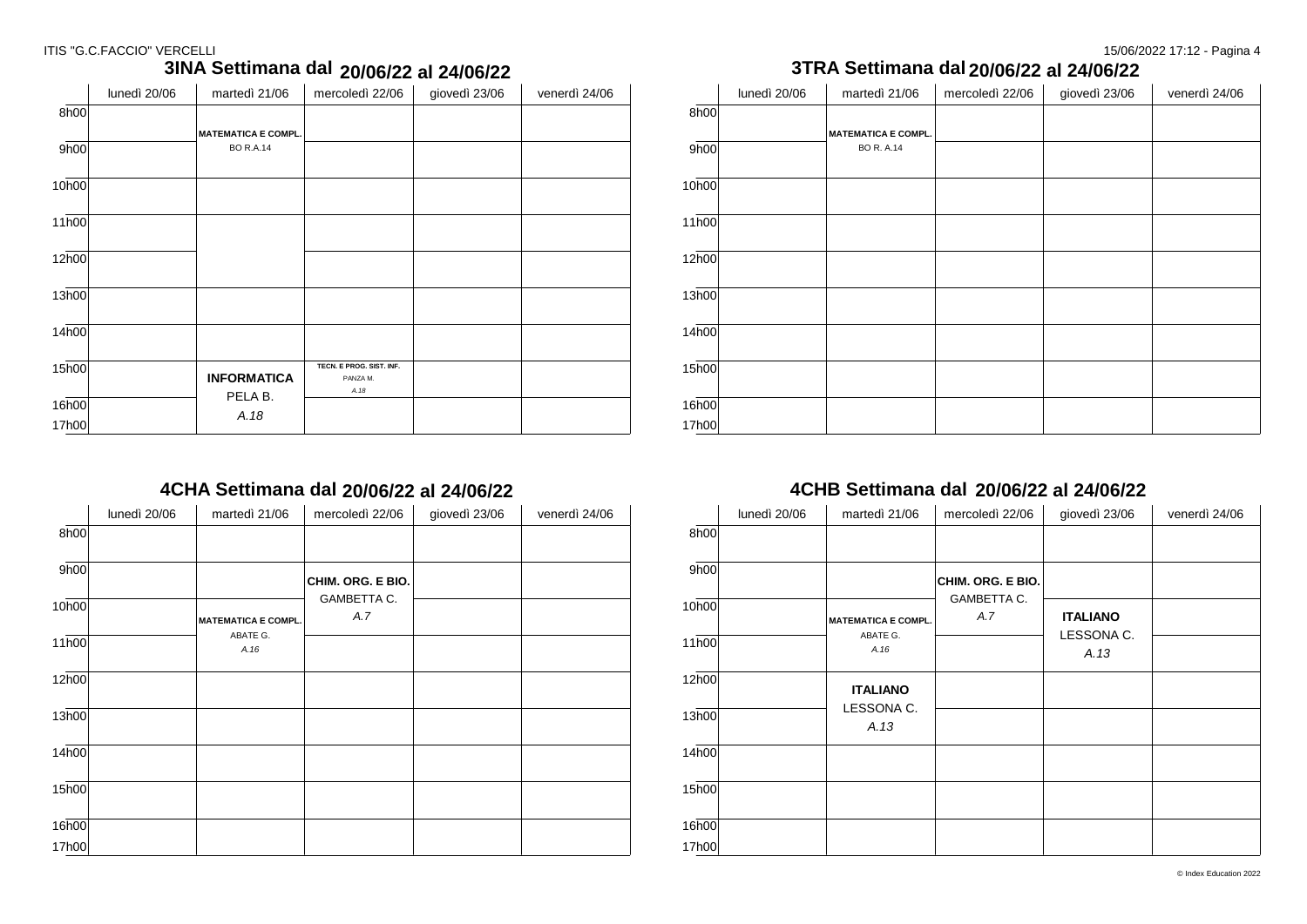## 3INA Settimana dal 20/06/22 al 24/06/22

| | lunedì 20/06 | martedì 21/06 | mercoledì 22/06 | giovedì 23/06 | venerdì 24/06 |
|---|---|---|---|---|---|
| 8h00 | | **MATEMATICA E COMPL.** BO R.A.14 | | | |
| 9h00 | | | | | |
| 10h00 | | | | | |
| 11h00 | | | | | |
| 12h00 | | | | | |
| 13h00 | | | | | |
| 14h00 | | | | | |
| 15h00 | | **INFORMATICA** PELA B. *A.18* | **TECN. E PROG. SIST. INF.** PANZA M. *A.18* | | |
| 16h00 | | | | | |
| 17h00 | | | | | |

## 3TRA Settimana dal 20/06/22 al 24/06/22

| | lunedì 20/06 | martedì 21/06 | mercoledì 22/06 | giovedì 23/06 | venerdì 24/06 |
|---|---|---|---|---|---|
| 8h00 | | **MATEMATICA E COMPL.** BO R. A.14 | | | |
| 9h00 | | | | | |
| 10h00 | | | | | |
| 11h00 | | | | | |
| 12h00 | | | | | |
| 13h00 | | | | | |
| 14h00 | | | | | |
| 15h00 | | | | | |
| 16h00 | | | | | |
| 17h00 | | | | | |

## 4CHA Settimana dal 20/06/22 al 24/06/22

| | lunedì 20/06 | martedì 21/06 | mercoledì 22/06 | giovedì 23/06 | venerdì 24/06 |
|---|---|---|---|---|---|
| 8h00 | | | | | |
| 9h00 | | | **CHIM. ORG. E BIO.** GAMBETTA C. *A.7* | | |
| 10h00 | | **MATEMATICA E COMPL.** ABATE G. *A.16* | | | |
| 11h00 | | | | | |
| 12h00 | | | | | |
| 13h00 | | | | | |
| 14h00 | | | | | |
| 15h00 | | | | | |
| 16h00 | | | | | |
| 17h00 | | | | | |

## 4CHB Settimana dal 20/06/22 al 24/06/22

| | lunedì 20/06 | martedì 21/06 | mercoledì 22/06 | giovedì 23/06 | venerdì 24/06 |
|---|---|---|---|---|---|
| 8h00 | | | | | |
| 9h00 | | | **CHIM. ORG. E BIO.** GAMBETTA C. *A.7* | | |
| 10h00 | | **MATEMATICA E COMPL.** ABATE G. *A.16* | | **ITALIANO** LESSONA C. *A.13* | |
| 11h00 | | | | | |
| 12h00 | | **ITALIANO** LESSONA C. *A.13* | | | |
| 13h00 | | | | | |
| 14h00 | | | | | |
| 15h00 | | | | | |
| 16h00 | | | | | |
| 17h00 | | | | | |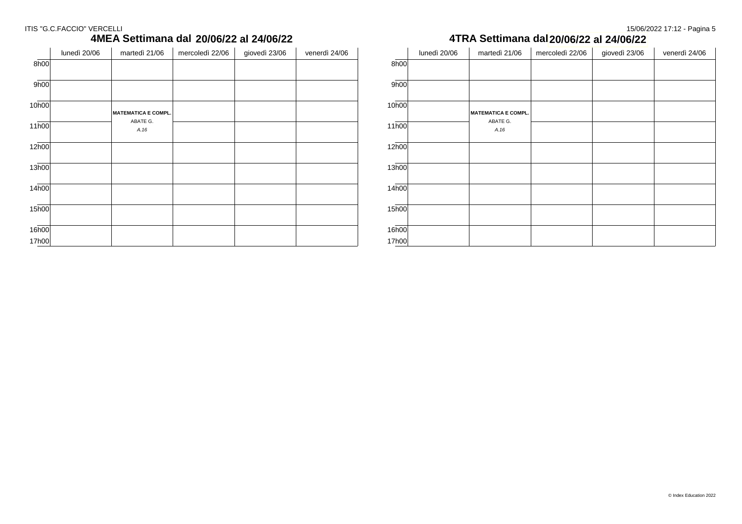## 4MEA Settimana dal 20/06/22 al 24/06/22

| | lunedì 20/06 | martedì 21/06 | mercoledì 22/06 | giovedì 23/06 | venerdì 24/06 |
|---|---|---|---|---|---|
| 8h00 | | | | | |
| 9h00 | | | | | |
| 10h00 | | **MATEMATICA E COMPL.** ABATE G. *A.16* | | | |
| 11h00 | | | | | |
| 12h00 | | | | | |
| 13h00 | | | | | |
| 14h00 | | | | | |
| 15h00 | | | | | |
| 16h00 | | | | | |
| 17h00 | | | | | |

## 4TRA Settimana dal 20/06/22 al 24/06/22

| | lunedì 20/06 | martedì 21/06 | mercoledì 22/06 | giovedì 23/06 | venerdì 24/06 |
|---|---|---|---|---|---|
| 8h00 | | | | | |
| 9h00 | | | | | |
| 10h00 | | **MATEMATICA E COMPL.** ABATE G. *A.16* | | | |
| 11h00 | | | | | |
| 12h00 | | | | | |
| 13h00 | | | | | |
| 14h00 | | | | | |
| 15h00 | | | | | |
| 16h00 | | | | | |
| 17h00 | | | | | |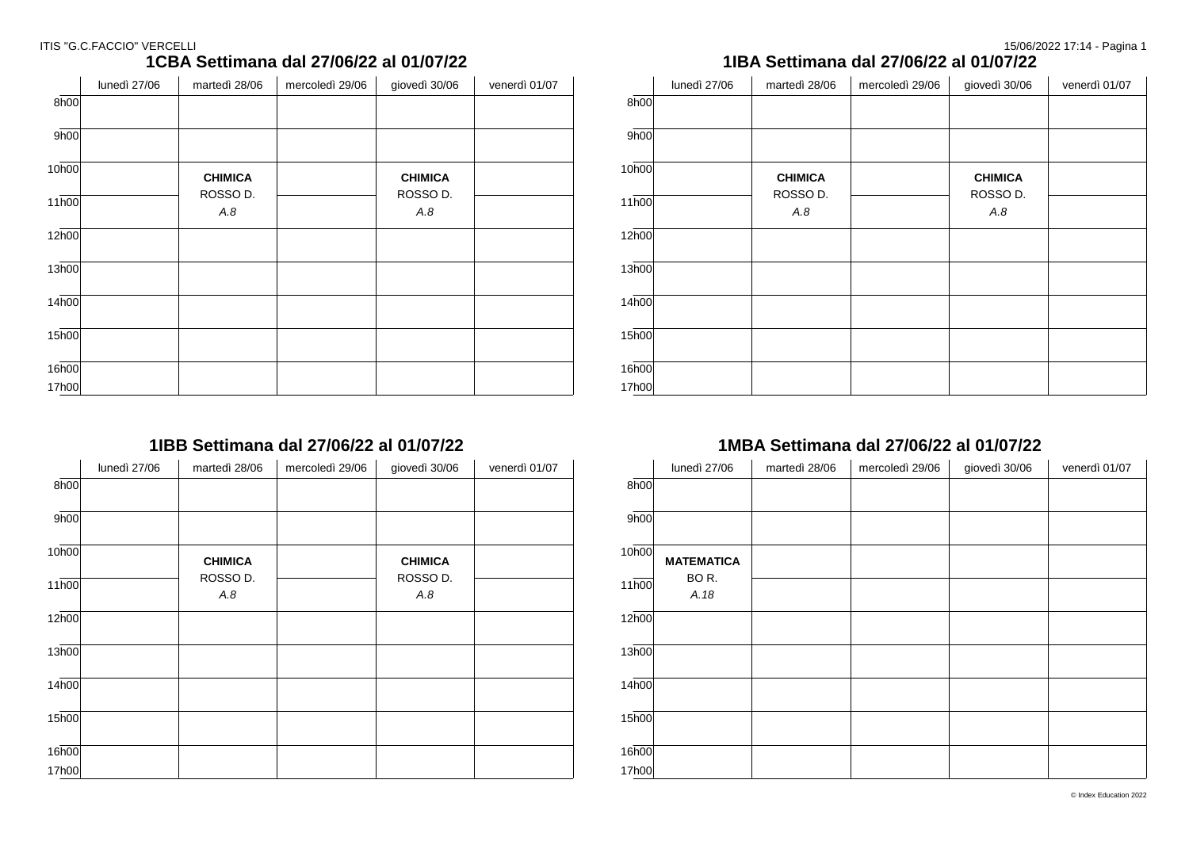## 1CBA Settimana dal 27/06/22 al 01/07/22

| | lunedì 27/06 | martedì 28/06 | mercoledì 29/06 | giovedì 30/06 | venerdì 01/07 |
|---|---|---|---|---|---|
| 8h00 | | | | | |
| 9h00 | | | | | |
| 10h00 | | **CHIMICA** ROSSO D. *A.8* | | **CHIMICA** ROSSO D. *A.8* | |
| 11h00 | | | | | |
| 12h00 | | | | | |
| 13h00 | | | | | |
| 14h00 | | | | | |
| 15h00 | | | | | |
| 16h00 | | | | | |
| 17h00 | | | | | |

## 1IBA Settimana dal 27/06/22 al 01/07/22

| | lunedì 27/06 | martedì 28/06 | mercoledì 29/06 | giovedì 30/06 | venerdì 01/07 |
|---|---|---|---|---|---|
| 8h00 | | | | | |
| 9h00 | | | | | |
| 10h00 | | **CHIMICA** ROSSO D. *A.8* | | **CHIMICA** ROSSO D. *A.8* | |
| 11h00 | | | | | |
| 12h00 | | | | | |
| 13h00 | | | | | |
| 14h00 | | | | | |
| 15h00 | | | | | |
| 16h00 | | | | | |
| 17h00 | | | | | |

## 1IBB Settimana dal 27/06/22 al 01/07/22

| | lunedì 27/06 | martedì 28/06 | mercoledì 29/06 | giovedì 30/06 | venerdì 01/07 |
|---|---|---|---|---|---|
| 8h00 | | | | | |
| 9h00 | | | | | |
| 10h00 | | **CHIMICA** ROSSO D. *A.8* | | **CHIMICA** ROSSO D. *A.8* | |
| 11h00 | | | | | |
| 12h00 | | | | | |
| 13h00 | | | | | |
| 14h00 | | | | | |
| 15h00 | | | | | |
| 16h00 | | | | | |
| 17h00 | | | | | |

## 1MBA Settimana dal 27/06/22 al 01/07/22

| | lunedì 27/06 | martedì 28/06 | mercoledì 29/06 | giovedì 30/06 | venerdì 01/07 |
|---|---|---|---|---|---|
| 8h00 | | | | | |
| 9h00 | | | | | |
| 10h00 | **MATEMATICA** BO R. *A.18* | | | | |
| 11h00 | | | | | |
| 12h00 | | | | | |
| 13h00 | | | | | |
| 14h00 | | | | | |
| 15h00 | | | | | |
| 16h00 | | | | | |
| 17h00 | | | | | |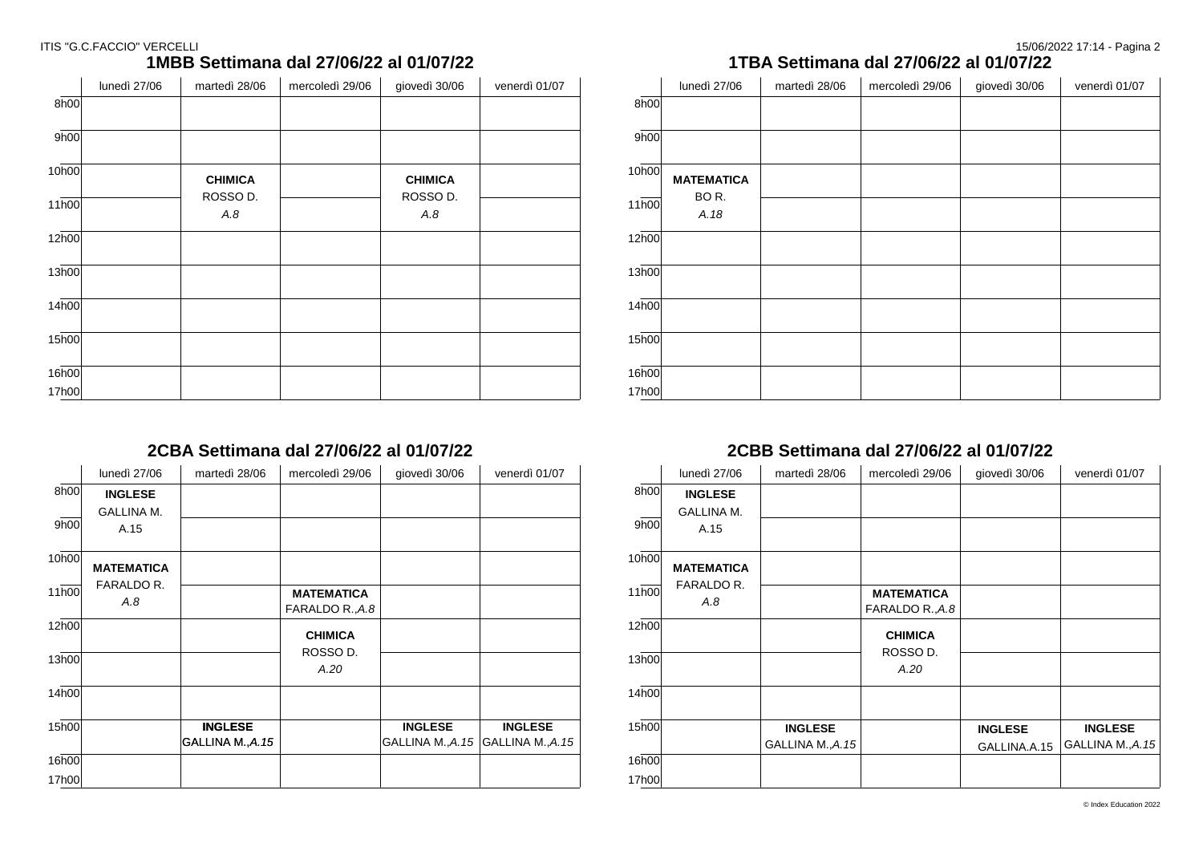## 1MBB Settimana dal 27/06/22 al 01/07/22

| | lunedì 27/06 | martedì 28/06 | mercoledì 29/06 | giovedì 30/06 | venerdì 01/07 |
|---|---|---|---|---|---|
| 8h00 | | | | | |
| 9h00 | | | | | |
| 10h00 | | **CHIMICA** ROSSO D. *A.8* | | **CHIMICA** ROSSO D. *A.8* | |
| 11h00 | | | | | |
| 12h00 | | | | | |
| 13h00 | | | | | |
| 14h00 | | | | | |
| 15h00 | | | | | |
| 16h00 | | | | | |
| 17h00 | | | | | |

## 1TBA Settimana dal 27/06/22 al 01/07/22

| | lunedì 27/06 | martedì 28/06 | mercoledì 29/06 | giovedì 30/06 | venerdì 01/07 |
|---|---|---|---|---|---|
| 8h00 | | | | | |
| 9h00 | | | | | |
| 10h00 | **MATEMATICA** BO R. *A.18* | | | | |
| 11h00 | | | | | |
| 12h00 | | | | | |
| 13h00 | | | | | |
| 14h00 | | | | | |
| 15h00 | | | | | |
| 16h00 | | | | | |
| 17h00 | | | | | |

## 2CBA Settimana dal 27/06/22 al 01/07/22

| | lunedì 27/06 | martedì 28/06 | mercoledì 29/06 | giovedì 30/06 | venerdì 01/07 |
|---|---|---|---|---|---|
| 8h00 | **INGLESE** GALLINA M. A.15 | | | | |
| 9h00 | | | | | |
| 10h00 | **MATEMATICA** FARALDO R. *A.8* | | | | |
| 11h00 | | | **MATEMATICA** FARALDO R.,*A.8* | | |
| 12h00 | | | **CHIMICA** ROSSO D. *A.20* | | |
| 13h00 | | | | | |
| 14h00 | | | | | |
| 15h00 | | **INGLESE** GALLINA M.,*A.15* | | **INGLESE** GALLINA M.,*A.15* | **INGLESE** GALLINA M.,*A.15* |
| 16h00 | | | | | |
| 17h00 | | | | | |

## 2CBB Settimana dal 27/06/22 al 01/07/22

| | lunedì 27/06 | martedì 28/06 | mercoledì 29/06 | giovedì 30/06 | venerdì 01/07 |
|---|---|---|---|---|---|
| 8h00 | **INGLESE** GALLINA M. A.15 | | | | |
| 9h00 | | | | | |
| 10h00 | **MATEMATICA** FARALDO R. *A.8* | | | | |
| 11h00 | | | **MATEMATICA** FARALDO R.,*A.8* | | |
| 12h00 | | | **CHIMICA** ROSSO D. *A.20* | | |
| 13h00 | | | | | |
| 14h00 | | | | | |
| 15h00 | | **INGLESE** GALLINA M.,*A.15* | | **INGLESE** GALLINA.A.15 | **INGLESE** GALLINA M.,*A.15* |
| 16h00 | | | | | |
| 17h00 | | | | | |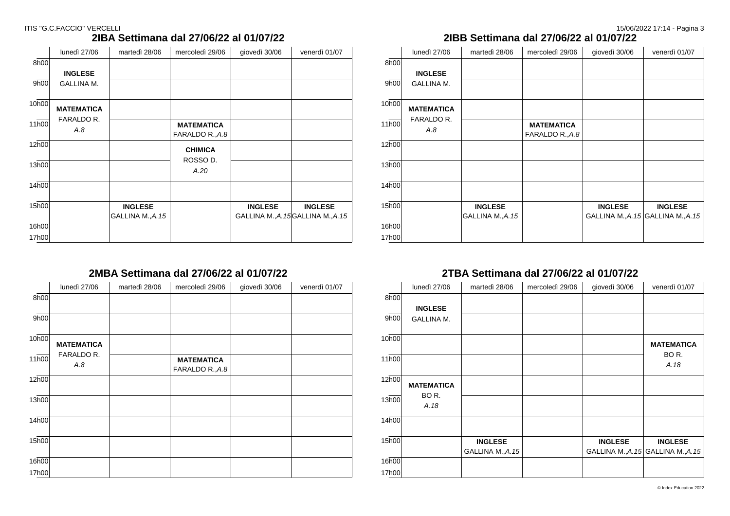## 2IBA Settimana dal 27/06/22 al 01/07/22

| | lunedì 27/06 | martedì 28/06 | mercoledì 29/06 | giovedì 30/06 | venerdì 01/07 |
|---|---|---|---|---|---|
| 8h00 | **INGLESE** GALLINA M. | | | | |
| 9h00 | | | | | |
| 10h00 | **MATEMATICA** FARALDO R. *A.8* | | | | |
| 11h00 | | | **MATEMATICA** FARALDO R.,*A.8* | | |
| 12h00 | | | **CHIMICA** ROSSO D. *A.20* | | |
| 13h00 | | | | | |
| 14h00 | | | | | |
| 15h00 | | **INGLESE** GALLINA M.,*A.15* | | **INGLESE** GALLINA M.,*A.15* | **INGLESE** GALLINA M.,*A.15* |
| 16h00 | | | | | |
| 17h00 | | | | | |

## 2IBB Settimana dal 27/06/22 al 01/07/22

| | lunedì 27/06 | martedì 28/06 | mercoledì 29/06 | giovedì 30/06 | venerdì 01/07 |
|---|---|---|---|---|---|
| 8h00 | **INGLESE** GALLINA M. | | | | |
| 9h00 | | | | | |
| 10h00 | **MATEMATICA** FARALDO R. *A.8* | | | | |
| 11h00 | | | **MATEMATICA** FARALDO R.,*A.8* | | |
| 12h00 | | | | | |
| 13h00 | | | | | |
| 14h00 | | | | | |
| 15h00 | | **INGLESE** GALLINA M.,*A.15* | | **INGLESE** GALLINA M.,*A.15* | **INGLESE** GALLINA M.,*A.15* |
| 16h00 | | | | | |
| 17h00 | | | | | |

## 2MBA Settimana dal 27/06/22 al 01/07/22

| | lunedì 27/06 | martedì 28/06 | mercoledì 29/06 | giovedì 30/06 | venerdì 01/07 |
|---|---|---|---|---|---|
| 8h00 | | | | | |
| 9h00 | | | | | |
| 10h00 | **MATEMATICA** FARALDO R. *A.8* | | | | |
| 11h00 | | | **MATEMATICA** FARALDO R.,*A.8* | | |
| 12h00 | | | | | |
| 13h00 | | | | | |
| 14h00 | | | | | |
| 15h00 | | | | | |
| 16h00 | | | | | |
| 17h00 | | | | | |

## 2TBA Settimana dal 27/06/22 al 01/07/22

| | lunedì 27/06 | martedì 28/06 | mercoledì 29/06 | giovedì 30/06 | venerdì 01/07 |
|---|---|---|---|---|---|
| 8h00 | **INGLESE** GALLINA M. | | | | |
| 9h00 | | | | | |
| 10h00 | | | | | **MATEMATICA** BO R. *A.18* |
| 11h00 | | | | | |
| 12h00 | **MATEMATICA** BO R. *A.18* | | | | |
| 13h00 | | | | | |
| 14h00 | | | | | |
| 15h00 | | **INGLESE** GALLINA M.,*A.15* | | **INGLESE** GALLINA M.,*A.15* | **INGLESE** GALLINA M.,*A.15* |
| 16h00 | | | | | |
| 17h00 | | | | | |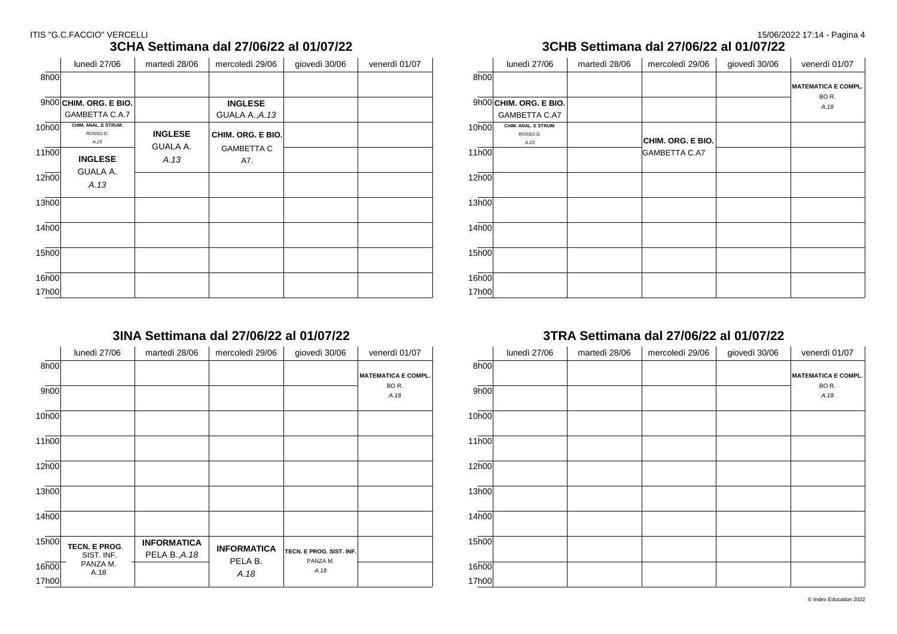ITIS "G.C.FACCIO" VERCELLI

## 3CHA Settimana dal 27/06/22 al 01/07/22

| | lunedì 27/06 | martedì 28/06 | mercoledì 29/06 | giovedì 30/06 | venerdì 01/07 |
|---|---|---|---|---|---|
| 8h00 | | | | | |
| 9h00 | **CHIM. ORG. E BIO.** GAMBETTA C.A.7 | | **INGLESE** GUALA A.,*A.13* | | |
| 10h00 | **CHIM. ANAL. E STRUM.** ROSSO D. *A.23* | **INGLESE** GUALA A. *A.13* | **CHIM. ORG. E BIO.** GAMBETTA C A7. | | |
| 11h00 | **INGLESE** GUALA A. *A.13* | | | | |
| 12h00 | | | | | |
| 13h00 | | | | | |
| 14h00 | | | | | |
| 15h00 | | | | | |
| 16h00 | | | | | |
| 17h00 | | | | | |

## 3CHB Settimana dal 27/06/22 al 01/07/22

| | lunedì 27/06 | martedì 28/06 | mercoledì 29/06 | giovedì 30/06 | venerdì 01/07 |
|---|---|---|---|---|---|
| 8h00 | | | | | **MATEMATICA E COMPL.** BO R. *A.18* |
| 9h00 | **CHIM. ORG. E BIO.** GAMBETTA C.A7 | | | | |
| 10h00 | **CHIM. ANAL. E STRUM.** ROSSO D. *A.23* | | **CHIM. ORG. E BIO.** GAMBETTA C.A7 | | |
| 11h00 | | | | | |
| 12h00 | | | | | |
| 13h00 | | | | | |
| 14h00 | | | | | |
| 15h00 | | | | | |
| 16h00 | | | | | |
| 17h00 | | | | | |

## 3INA Settimana dal 27/06/22 al 01/07/22

| | lunedì 27/06 | martedì 28/06 | mercoledì 29/06 | giovedì 30/06 | venerdì 01/07 |
|---|---|---|---|---|---|
| 8h00 | | | | | **MATEMATICA E COMPL.** BO R. *A.18* |
| 9h00 | | | | | |
| 10h00 | | | | | |
| 11h00 | | | | | |
| 12h00 | | | | | |
| 13h00 | | | | | |
| 14h00 | | | | | |
| 15h00 | **TECN. E PROG.** SIST. INF. PANZA M. A.18 | **INFORMATICA** PELA B.,*A.18* | **INFORMATICA** PELA B. *A.18* | **TECN. E PROG. SIST. INF.** PANZA M. *A.18* | |
| 16h00 | | | | | |
| 17h00 | | | | | |

## 3TRA Settimana dal 27/06/22 al 01/07/22

| | lunedì 27/06 | martedì 28/06 | mercoledì 29/06 | giovedì 30/06 | venerdì 01/07 |
|---|---|---|---|---|---|
| 8h00 | | | | | **MATEMATICA E COMPL.** BO R. *A.18* |
| 9h00 | | | | | |
| 10h00 | | | | | |
| 11h00 | | | | | |
| 12h00 | | | | | |
| 13h00 | | | | | |
| 14h00 | | | | | |
| 15h00 | | | | | |
| 16h00 | | | | | |
| 17h00 | | | | | |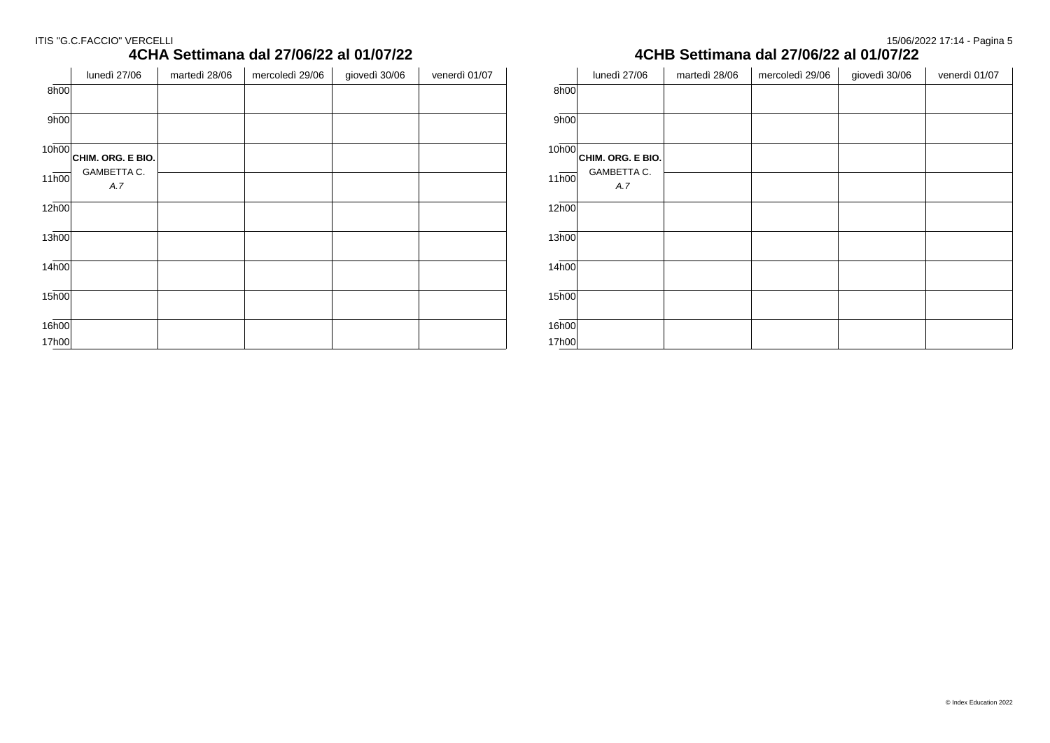## 4CHA Settimana dal 27/06/22 al 01/07/22

| | lunedì 27/06 | martedì 28/06 | mercoledì 29/06 | giovedì 30/06 | venerdì 01/07 |
|---|---|---|---|---|---|
| 8h00 | | | | | |
| 9h00 | | | | | |
| 10h00 | **CHIM. ORG. E BIO.** | | | | |
| 11h00 | GAMBETTA C. *A.7* | | | | |
| 12h00 | | | | | |
| 13h00 | | | | | |
| 14h00 | | | | | |
| 15h00 | | | | | |
| 16h00 | | | | | |
| 17h00 | | | | | |

## 4CHB Settimana dal 27/06/22 al 01/07/22

| | lunedì 27/06 | martedì 28/06 | mercoledì 29/06 | giovedì 30/06 | venerdì 01/07 |
|---|---|---|---|---|---|
| 8h00 | | | | | |
| 9h00 | | | | | |
| 10h00 | **CHIM. ORG. E BIO.** | | | | |
| 11h00 | GAMBETTA C. *A.7* | | | | |
| 12h00 | | | | | |
| 13h00 | | | | | |
| 14h00 | | | | | |
| 15h00 | | | | | |
| 16h00 | | | | | |
| 17h00 | | | | | |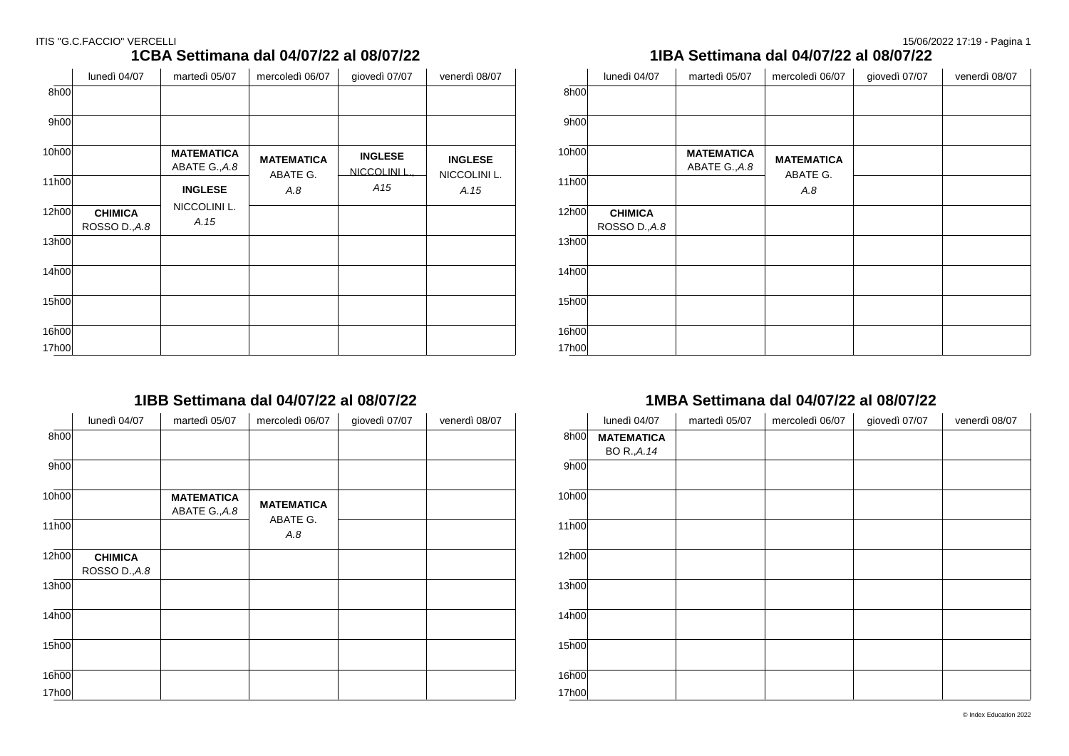## 1CBA Settimana dal 04/07/22 al 08/07/22

| | lunedì 04/07 | martedì 05/07 | mercoledì 06/07 | giovedì 07/07 | venerdì 08/07 |
|---|---|---|---|---|---|
| 8h00 | | | | | |
| 9h00 | | | | | |
| 10h00 | | **MATEMATICA** ABATE G.,*A.8* | **MATEMATICA** ABATE G. *A.8* | **INGLESE** NICCOLINI L., *A15* | **INGLESE** NICCOLINI L. *A.15* |
| 11h00 | | **INGLESE** NICCOLINI L. *A.15* | | | |
| 12h00 | **CHIMICA** ROSSO D.,*A.8* | | | | |
| 13h00 | | | | | |
| 14h00 | | | | | |
| 15h00 | | | | | |
| 16h00 | | | | | |
| 17h00 | | | | | |

## 1IBA Settimana dal 04/07/22 al 08/07/22

| | lunedì 04/07 | martedì 05/07 | mercoledì 06/07 | giovedì 07/07 | venerdì 08/07 |
|---|---|---|---|---|---|
| 8h00 | | | | | |
| 9h00 | | | | | |
| 10h00 | | **MATEMATICA** ABATE G.,*A.8* | **MATEMATICA** ABATE G. *A.8* | | |
| 11h00 | | | | | |
| 12h00 | **CHIMICA** ROSSO D.,*A.8* | | | | |
| 13h00 | | | | | |
| 14h00 | | | | | |
| 15h00 | | | | | |
| 16h00 | | | | | |
| 17h00 | | | | | |

## 1IBB Settimana dal 04/07/22 al 08/07/22

| | lunedì 04/07 | martedì 05/07 | mercoledì 06/07 | giovedì 07/07 | venerdì 08/07 |
|---|---|---|---|---|---|
| 8h00 | | | | | |
| 9h00 | | | | | |
| 10h00 | | **MATEMATICA** ABATE G.,*A.8* | **MATEMATICA** ABATE G. *A.8* | | |
| 11h00 | | | | | |
| 12h00 | **CHIMICA** ROSSO D.,*A.8* | | | | |
| 13h00 | | | | | |
| 14h00 | | | | | |
| 15h00 | | | | | |
| 16h00 | | | | | |
| 17h00 | | | | | |

## 1MBA Settimana dal 04/07/22 al 08/07/22

| | lunedì 04/07 | martedì 05/07 | mercoledì 06/07 | giovedì 07/07 | venerdì 08/07 |
|---|---|---|---|---|---|
| 8h00 | **MATEMATICA** BO R.,*A.14* | | | | |
| 9h00 | | | | | |
| 10h00 | | | | | |
| 11h00 | | | | | |
| 12h00 | | | | | |
| 13h00 | | | | | |
| 14h00 | | | | | |
| 15h00 | | | | | |
| 16h00 | | | | | |
| 17h00 | | | | | |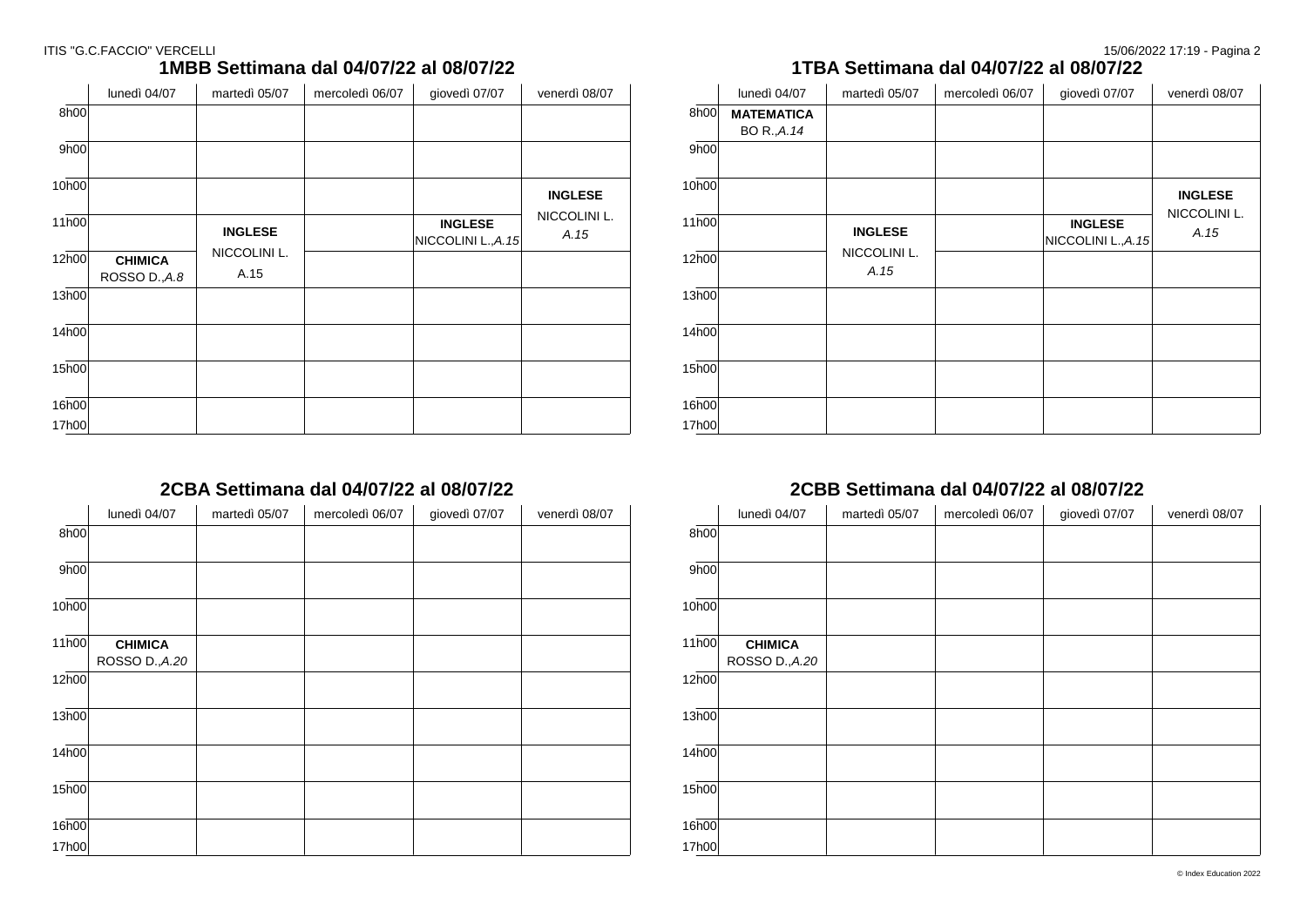## 1MBB Settimana dal 04/07/22 al 08/07/22

| | lunedì 04/07 | martedì 05/07 | mercoledì 06/07 | giovedì 07/07 | venerdì 08/07 |
|---|---|---|---|---|---|
| 8h00 | | | | | |
| 9h00 | | | | | |
| 10h00 | | | | | **INGLESE** NICCOLINI L. *A.15* |
| 11h00 | | **INGLESE** NICCOLINI L. A.15 | | **INGLESE** NICCOLINI L.,*A.15* | |
| 12h00 | **CHIMICA** ROSSO D.,*A.8* | | | | |
| 13h00 | | | | | |
| 14h00 | | | | | |
| 15h00 | | | | | |
| 16h00 | | | | | |
| 17h00 | | | | | |

## 1TBA Settimana dal 04/07/22 al 08/07/22

| | lunedì 04/07 | martedì 05/07 | mercoledì 06/07 | giovedì 07/07 | venerdì 08/07 |
|---|---|---|---|---|---|
| 8h00 | **MATEMATICA** BO R.,*A.14* | | | | |
| 9h00 | | | | | |
| 10h00 | | | | | **INGLESE** NICCOLINI L. *A.15* |
| 11h00 | | **INGLESE** NICCOLINI L. *A.15* | | **INGLESE** NICCOLINI L.,*A.15* | |
| 12h00 | | | | | |
| 13h00 | | | | | |
| 14h00 | | | | | |
| 15h00 | | | | | |
| 16h00 | | | | | |
| 17h00 | | | | | |

## 2CBA Settimana dal 04/07/22 al 08/07/22

| | lunedì 04/07 | martedì 05/07 | mercoledì 06/07 | giovedì 07/07 | venerdì 08/07 |
|---|---|---|---|---|---|
| 8h00 | | | | | |
| 9h00 | | | | | |
| 10h00 | | | | | |
| 11h00 | **CHIMICA** ROSSO D.,*A.20* | | | | |
| 12h00 | | | | | |
| 13h00 | | | | | |
| 14h00 | | | | | |
| 15h00 | | | | | |
| 16h00 | | | | | |
| 17h00 | | | | | |

## 2CBB Settimana dal 04/07/22 al 08/07/22

| | lunedì 04/07 | martedì 05/07 | mercoledì 06/07 | giovedì 07/07 | venerdì 08/07 |
|---|---|---|---|---|---|
| 8h00 | | | | | |
| 9h00 | | | | | |
| 10h00 | | | | | |
| 11h00 | **CHIMICA** ROSSO D.,*A.20* | | | | |
| 12h00 | | | | | |
| 13h00 | | | | | |
| 14h00 | | | | | |
| 15h00 | | | | | |
| 16h00 | | | | | |
| 17h00 | | | | | |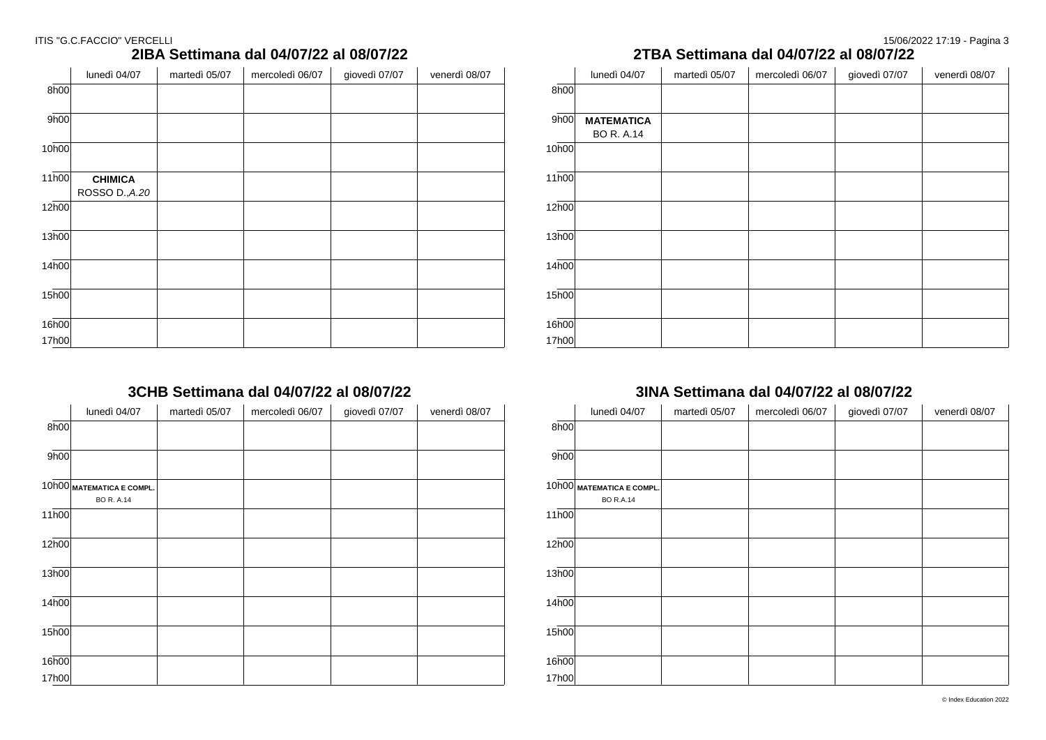## 2IBA Settimana dal 04/07/22 al 08/07/22

| | lunedì 04/07 | martedì 05/07 | mercoledì 06/07 | giovedì 07/07 | venerdì 08/07 |
|---|---|---|---|---|---|
| 8h00 | | | | | |
| 9h00 | | | | | |
| 10h00 | | | | | |
| 11h00 | **CHIMICA** ROSSO D.,*A.20* | | | | |
| 12h00 | | | | | |
| 13h00 | | | | | |
| 14h00 | | | | | |
| 15h00 | | | | | |
| 16h00 | | | | | |
| 17h00 | | | | | |

## 2TBA Settimana dal 04/07/22 al 08/07/22

| | lunedì 04/07 | martedì 05/07 | mercoledì 06/07 | giovedì 07/07 | venerdì 08/07 |
|---|---|---|---|---|---|
| 8h00 | | | | | |
| 9h00 | **MATEMATICA** BO R. A.14 | | | | |
| 10h00 | | | | | |
| 11h00 | | | | | |
| 12h00 | | | | | |
| 13h00 | | | | | |
| 14h00 | | | | | |
| 15h00 | | | | | |
| 16h00 | | | | | |
| 17h00 | | | | | |

## 3CHB Settimana dal 04/07/22 al 08/07/22

| | lunedì 04/07 | martedì 05/07 | mercoledì 06/07 | giovedì 07/07 | venerdì 08/07 |
|---|---|---|---|---|---|
| 8h00 | | | | | |
| 9h00 | | | | | |
| 10h00 | **MATEMATICA E COMPL.** BO R. A.14 | | | | |
| 11h00 | | | | | |
| 12h00 | | | | | |
| 13h00 | | | | | |
| 14h00 | | | | | |
| 15h00 | | | | | |
| 16h00 | | | | | |
| 17h00 | | | | | |

## 3INA Settimana dal 04/07/22 al 08/07/22

| | lunedì 04/07 | martedì 05/07 | mercoledì 06/07 | giovedì 07/07 | venerdì 08/07 |
|---|---|---|---|---|---|
| 8h00 | | | | | |
| 9h00 | | | | | |
| 10h00 | **MATEMATICA E COMPL.** BO R.A.14 | | | | |
| 11h00 | | | | | |
| 12h00 | | | | | |
| 13h00 | | | | | |
| 14h00 | | | | | |
| 15h00 | | | | | |
| 16h00 | | | | | |
| 17h00 | | | | | |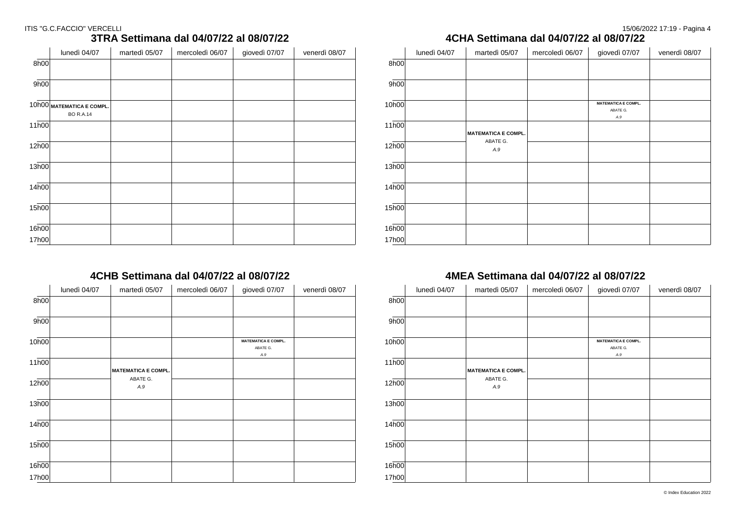## 3TRA Settimana dal 04/07/22 al 08/07/22

| | lunedì 04/07 | martedì 05/07 | mercoledì 06/07 | giovedì 07/07 | venerdì 08/07 |
|---|---|---|---|---|---|
| 8h00 | | | | | |
| 9h00 | | | | | |
| 10h00 | **MATEMATICA E COMPL.** BO R.A.14 | | | | |
| 11h00 | | | | | |
| 12h00 | | | | | |
| 13h00 | | | | | |
| 14h00 | | | | | |
| 15h00 | | | | | |
| 16h00 | | | | | |
| 17h00 | | | | | |

## 4CHA Settimana dal 04/07/22 al 08/07/22

| | lunedì 04/07 | martedì 05/07 | mercoledì 06/07 | giovedì 07/07 | venerdì 08/07 |
|---|---|---|---|---|---|
| 8h00 | | | | | |
| 9h00 | | | | | |
| 10h00 | | | | **MATEMATICA E COMPL.** ABATE G. *A.9* | |
| 11h00 | | **MATEMATICA E COMPL.** ABATE G. *A.9* | | | |
| 12h00 | | | | | |
| 13h00 | | | | | |
| 14h00 | | | | | |
| 15h00 | | | | | |
| 16h00 | | | | | |
| 17h00 | | | | | |

## 4CHB Settimana dal 04/07/22 al 08/07/22

| | lunedì 04/07 | martedì 05/07 | mercoledì 06/07 | giovedì 07/07 | venerdì 08/07 |
|---|---|---|---|---|---|
| 8h00 | | | | | |
| 9h00 | | | | | |
| 10h00 | | | | **MATEMATICA E COMPL.** ABATE G. *A.9* | |
| 11h00 | | **MATEMATICA E COMPL.** ABATE G. *A.9* | | | |
| 12h00 | | | | | |
| 13h00 | | | | | |
| 14h00 | | | | | |
| 15h00 | | | | | |
| 16h00 | | | | | |
| 17h00 | | | | | |

## 4MEA Settimana dal 04/07/22 al 08/07/22

| | lunedì 04/07 | martedì 05/07 | mercoledì 06/07 | giovedì 07/07 | venerdì 08/07 |
|---|---|---|---|---|---|
| 8h00 | | | | | |
| 9h00 | | | | | |
| 10h00 | | | | **MATEMATICA E COMPL.** ABATE G. *A.9* | |
| 11h00 | | **MATEMATICA E COMPL.** ABATE G. *A.9* | | | |
| 12h00 | | | | | |
| 13h00 | | | | | |
| 14h00 | | | | | |
| 15h00 | | | | | |
| 16h00 | | | | | |
| 17h00 | | | | | |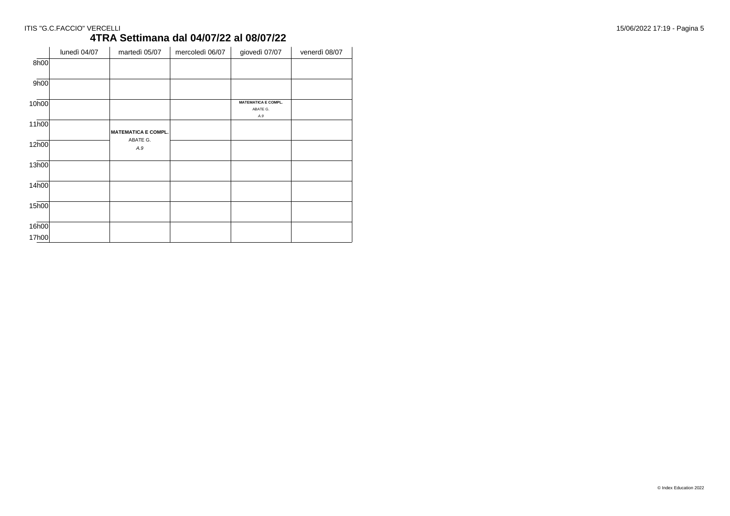# 4TRA Settimana dal 04/07/22 al 08/07/22

| | lunedì 04/07 | martedì 05/07 | mercoledì 06/07 | giovedì 07/07 | venerdì 08/07 |
|---|---|---|---|---|---|
| 8h00 | | | | | |
| 9h00 | | | | | |
| 10h00 | | | | **MATEMATICA E COMPL.** ABATE G. *A.9* | |
| 11h00 | | **MATEMATICA E COMPL.** ABATE G. *A.9* | | | |
| 12h00 | | | | | |
| 13h00 | | | | | |
| 14h00 | | | | | |
| 15h00 | | | | | |
| 16h00 | | | | | |
| 17h00 | | | | | |

© Index Education 2022